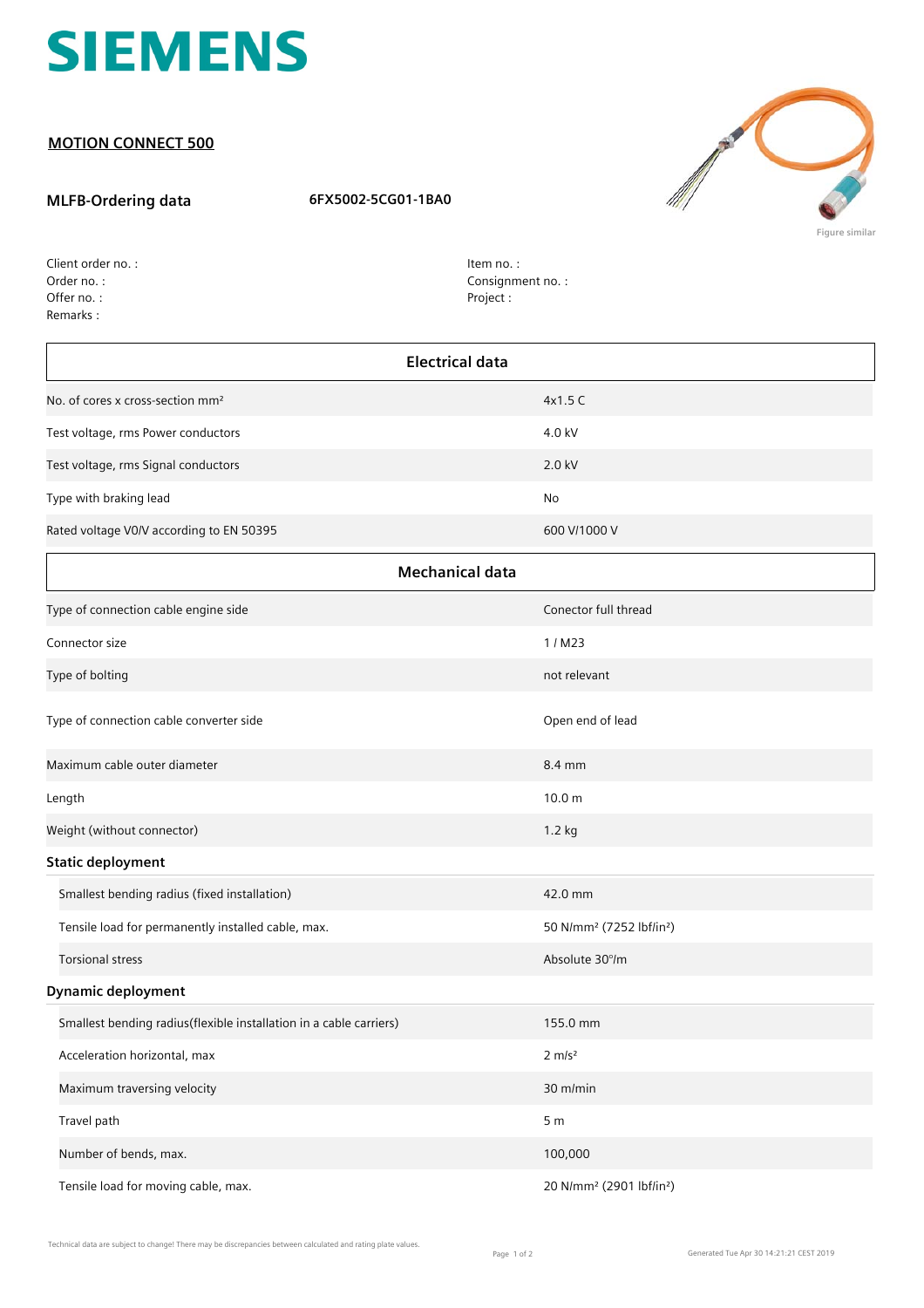SIEMENS

## MOTION CONNECT 500

**MLFB-Ordering data** 6FX5002-5CG01-1BA0

Figure similar

Client order no. :
Order no. :
Offer no. :
Remarks :

Item no. :
Consignment no. :
Project :

| Electrical data | |
|---|---|
| No. of cores x cross-section mm² | 4x1.5 C |
| Test voltage, rms Power conductors | 4.0 kV |
| Test voltage, rms Signal conductors | 2.0 kV |
| Type with braking lead | No |
| Rated voltage V0/V according to EN 50395 | 600 V/1000 V |

| Mechanical data | |
|---|---|
| Type of connection cable engine side | Conector full thread |
| Connector size | 1 / M23 |
| Type of bolting | not relevant |
| Type of connection cable converter side | Open end of lead |
| Maximum cable outer diameter | 8.4 mm |
| Length | 10.0 m |
| Weight (without connector) | 1.2 kg |
| **Static deployment** | |
| Smallest bending radius (fixed installation) | 42.0 mm |
| Tensile load for permanently installed cable, max. | 50 N/mm² (7252 lbf/in²) |
| Torsional stress | Absolute 30°/m |
| **Dynamic deployment** | |
| Smallest bending radius(flexible installation in a cable carriers) | 155.0 mm |
| Acceleration horizontal, max | 2 m/s² |
| Maximum traversing velocity | 30 m/min |
| Travel path | 5 m |
| Number of bends, max. | 100,000 |
| Tensile load for moving cable, max. | 20 N/mm² (2901 lbf/in²) |

Technical data are subject to change! There may be discrepancies between calculated and rating plate values.

Generated Tue Apr 30 14:21:21 CEST 2019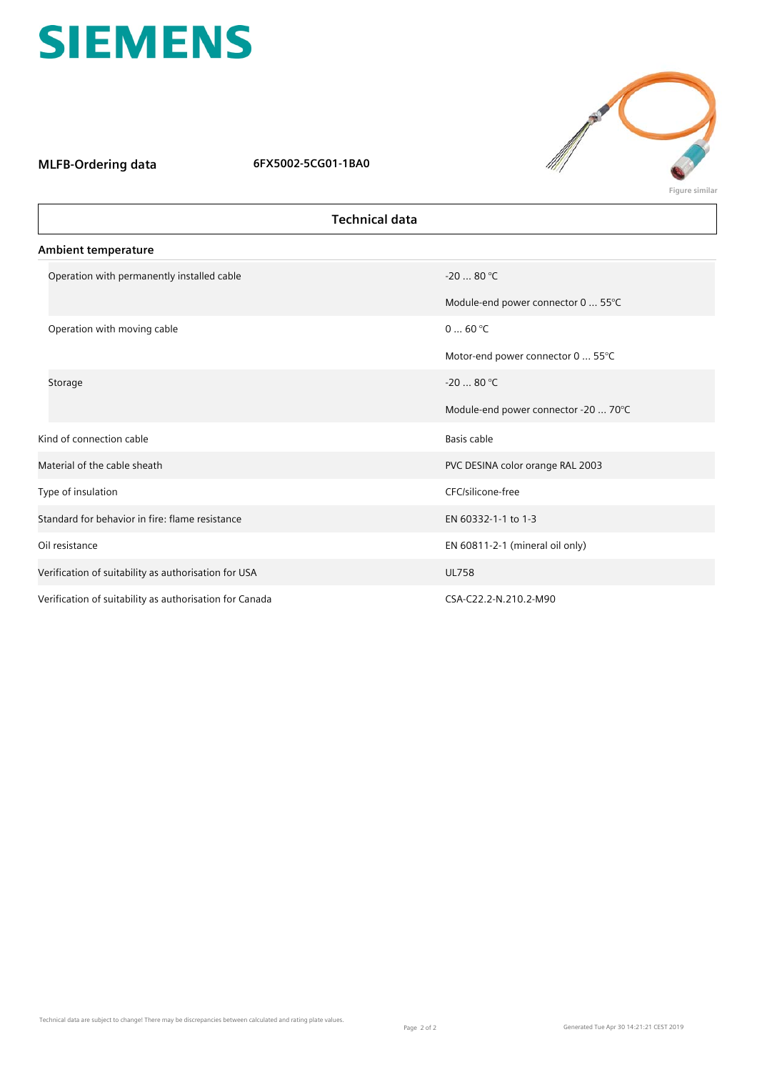**MLFB-Ordering data** 6FX5002-5CG01-1BA0

Figure similar

## Technical data

### Ambient temperature

| | |
|---|---|
| Operation with permanently installed cable | -20 ... 80 °C |
| | Module-end power connector 0 ... 55°C |
| Operation with moving cable | 0 ... 60 °C |
| | Motor-end power connector 0 ... 55°C |
| Storage | -20 ... 80 °C |
| | Module-end power connector -20 ... 70°C |
| Kind of connection cable | Basis cable |
| Material of the cable sheath | PVC DESINA color orange RAL 2003 |
| Type of insulation | CFC/silicone-free |
| Standard for behavior in fire: flame resistance | EN 60332-1-1 to 1-3 |
| Oil resistance | EN 60811-2-1 (mineral oil only) |
| Verification of suitability as authorisation for USA | UL758 |
| Verification of suitability as authorisation for Canada | CSA-C22.2-N.210.2-M90 |

Technical data are subject to change! There may be discrepancies between calculated and rating plate values.

Generated Tue Apr 30 14:21:21 CEST 2019